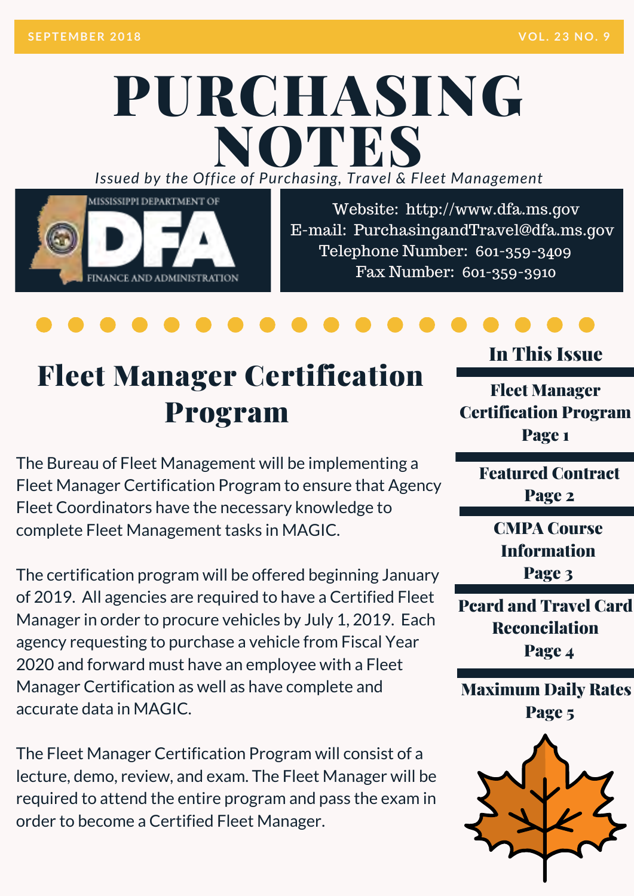SEPTEMBER 2018 VOL. 23 NO. 9

# PURCHASING NOTES

*Issued by the Office of Purchasing, Travel & Fleet Management*

MISSISSIPPI DEPARTMENT OF DFA FINANCE AND ADMINISTRATION

Website: http://www.dfa.ms.gov
E-mail: PurchasingandTravel@dfa.ms.gov
Telephone Number: 601-359-3409
Fax Number: 601-359-3910

## Fleet Manager Certification Program

The Bureau of Fleet Management will be implementing a Fleet Manager Certification Program to ensure that Agency Fleet Coordinators have the necessary knowledge to complete Fleet Management tasks in MAGIC.

The certification program will be offered beginning January of 2019. All agencies are required to have a Certified Fleet Manager in order to procure vehicles by July 1, 2019. Each agency requesting to purchase a vehicle from Fiscal Year 2020 and forward must have an employee with a Fleet Manager Certification as well as have complete and accurate data in MAGIC.

The Fleet Manager Certification Program will consist of a lecture, demo, review, and exam. The Fleet Manager will be required to attend the entire program and pass the exam in order to become a Certified Fleet Manager.

### In This Issue

**Fleet Manager Certification Program**
**Page 1**

**Featured Contract**
**Page 2**

**CMPA Course Information**
**Page 3**

**Pcard and Travel Card Reconciliation**
**Page 4**

**Maximum Daily Rates**
**Page 5**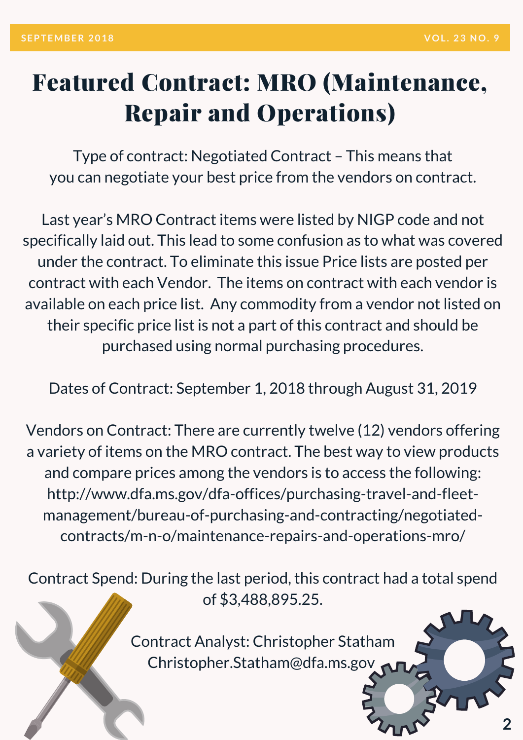# Featured Contract: MRO (Maintenance, Repair and Operations)

Type of contract: Negotiated Contract – This means that you can negotiate your best price from the vendors on contract.

Last year's MRO Contract items were listed by NIGP code and not specifically laid out. This lead to some confusion as to what was covered under the contract. To eliminate this issue Price lists are posted per contract with each Vendor. The items on contract with each vendor is available on each price list. Any commodity from a vendor not listed on their specific price list is not a part of this contract and should be purchased using normal purchasing procedures.

Dates of Contract: September 1, 2018 through August 31, 2019

Vendors on Contract: There are currently twelve (12) vendors offering a variety of items on the MRO contract. The best way to view products and compare prices among the vendors is to access the following: http://www.dfa.ms.gov/dfa-offices/purchasing-travel-and-fleet-management/bureau-of-purchasing-and-contracting/negotiated-contracts/m-n-o/maintenance-repairs-and-operations-mro/

Contract Spend: During the last period, this contract had a total spend of $3,488,895.25.

Contract Analyst: Christopher Statham
Christopher.Statham@dfa.ms.gov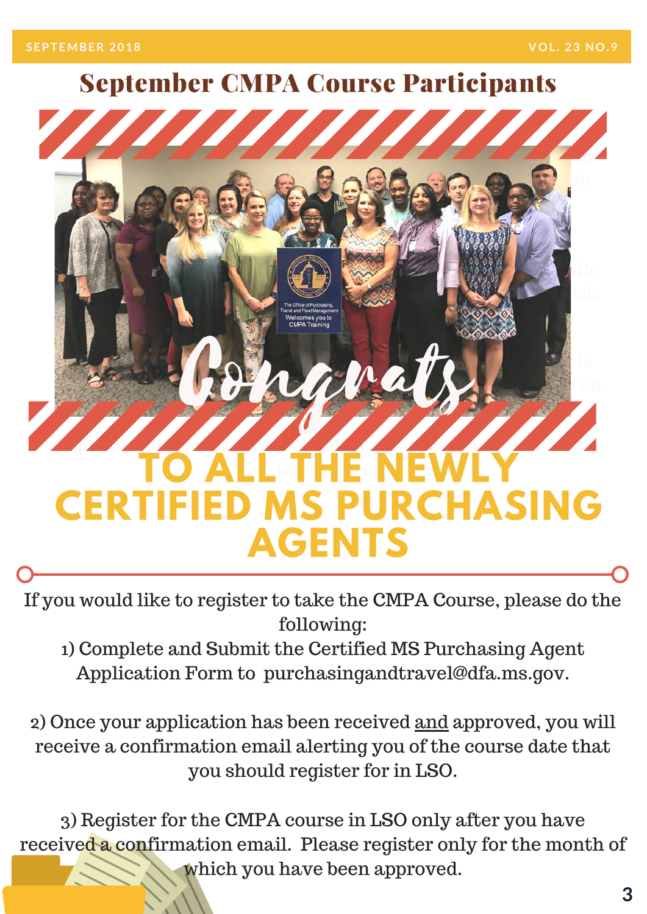## September CMPA Course Participants

Congrats

# TO ALL THE NEWLY CERTIFIED MS PURCHASING AGENTS

If you would like to register to take the CMPA Course, please do the following:

1) Complete and Submit the Certified MS Purchasing Agent Application Form to purchasingandtravel@dfa.ms.gov.

2) Once your application has been received and approved, you will receive a confirmation email alerting you of the course date that you should register for in LSO.

3) Register for the CMPA course in LSO only after you have received a confirmation email. Please register only for the month of which you have been approved.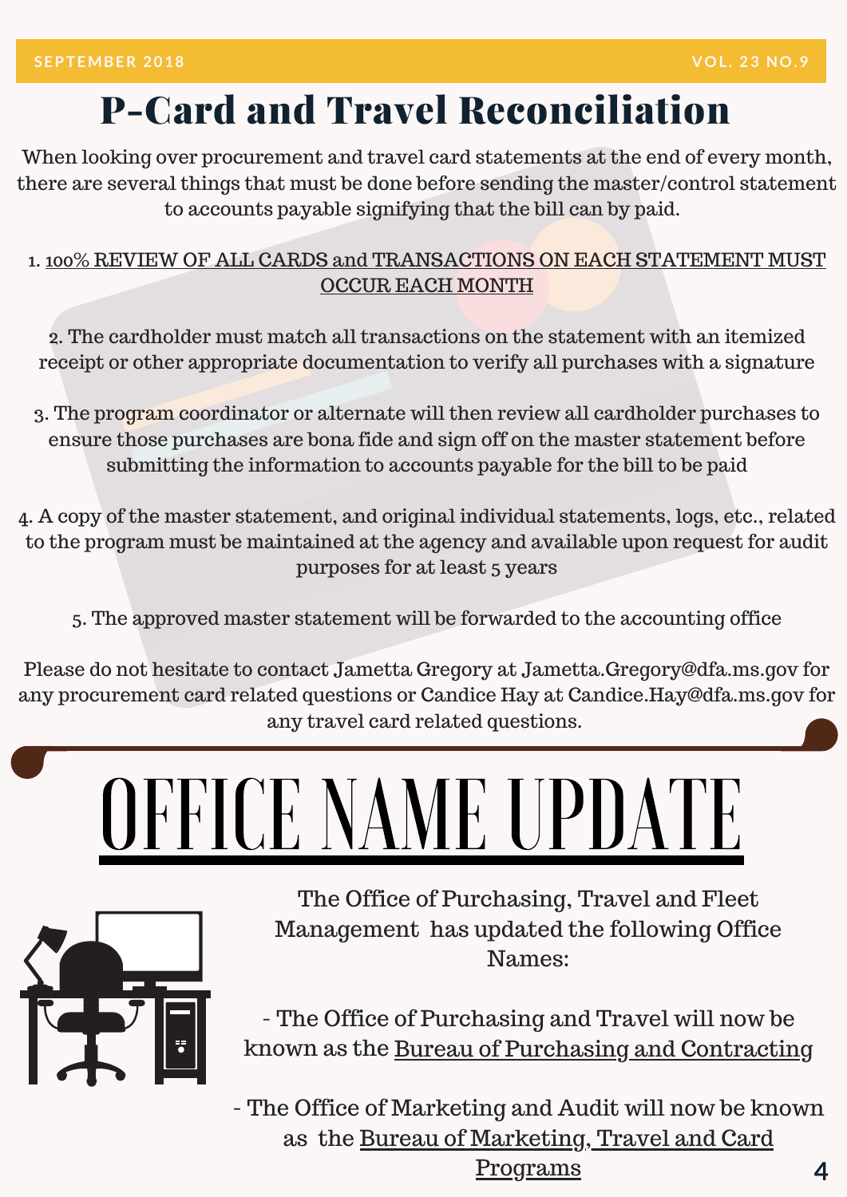# P-Card and Travel Reconciliation

When looking over procurement and travel card statements at the end of every month, there are several things that must be done before sending the master/control statement to accounts payable signifying that the bill can by paid.

1. 100% REVIEW OF ALL CARDS and TRANSACTIONS ON EACH STATEMENT MUST OCCUR EACH MONTH

2. The cardholder must match all transactions on the statement with an itemized receipt or other appropriate documentation to verify all purchases with a signature

3. The program coordinator or alternate will then review all cardholder purchases to ensure those purchases are bona fide and sign off on the master statement before submitting the information to accounts payable for the bill to be paid

4. A copy of the master statement, and original individual statements, logs, etc., related to the program must be maintained at the agency and available upon request for audit purposes for at least 5 years

5. The approved master statement will be forwarded to the accounting office

Please do not hesitate to contact Jametta Gregory at Jametta.Gregory@dfa.ms.gov for any procurement card related questions or Candice Hay at Candice.Hay@dfa.ms.gov for any travel card related questions.

# OFFICE NAME UPDATE

The Office of Purchasing, Travel and Fleet Management has updated the following Office Names:

- The Office of Purchasing and Travel will now be known as the Bureau of Purchasing and Contracting

- The Office of Marketing and Audit will now be known as the Bureau of Marketing, Travel and Card Programs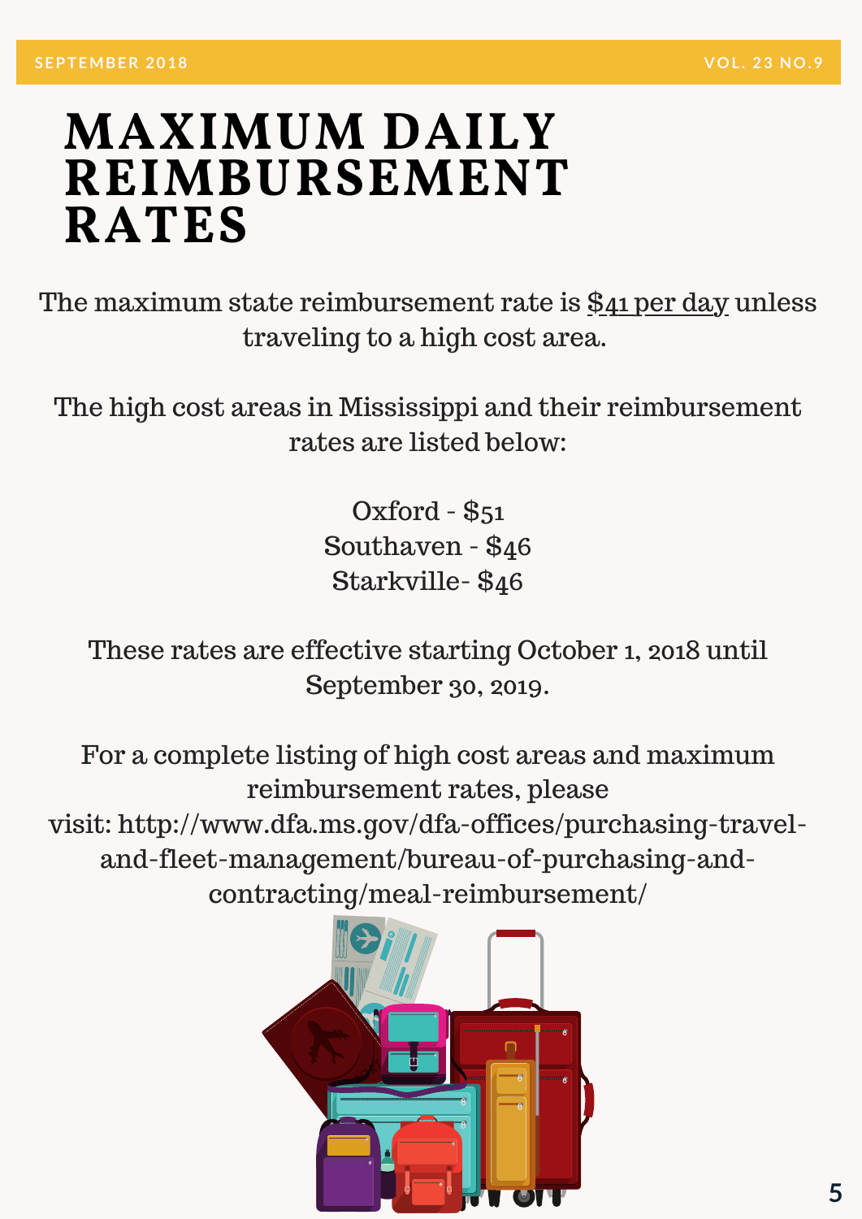# MAXIMUM DAILY REIMBURSEMENT RATES

The maximum state reimbursement rate is $41 per day unless traveling to a high cost area.

The high cost areas in Mississippi and their reimbursement rates are listed below:

Oxford - $51
Southaven - $46
Starkville- $46

These rates are effective starting October 1, 2018 until September 30, 2019.

For a complete listing of high cost areas and maximum reimbursement rates, please visit: http://www.dfa.ms.gov/dfa-offices/purchasing-travel-and-fleet-management/bureau-of-purchasing-and-contracting/meal-reimbursement/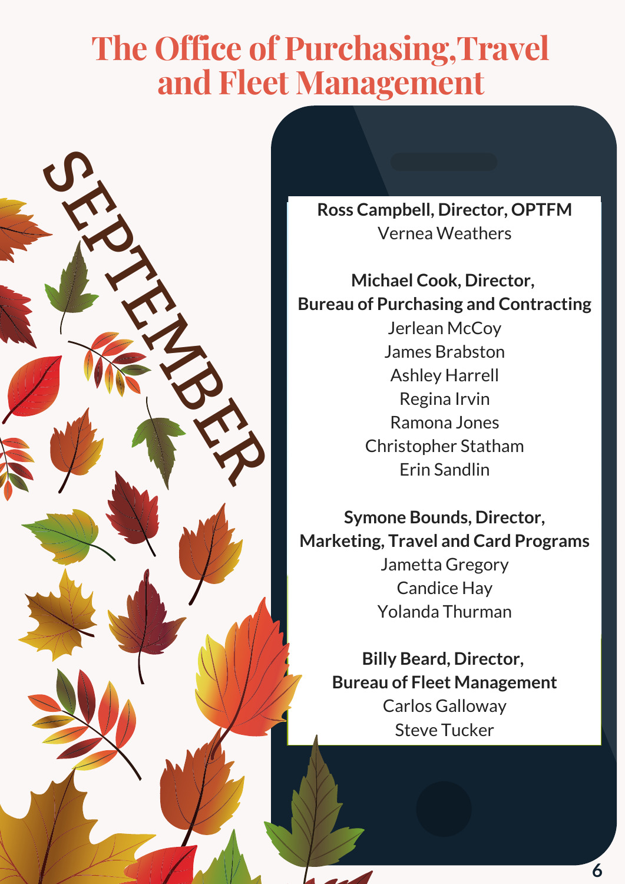# The Office of Purchasing,Travel and Fleet Management

SEPTEMBER

**Ross Campbell, Director, OPTFM**
Vernea Weathers

**Michael Cook, Director,**
**Bureau of Purchasing and Contracting**
Jerlean McCoy
James Brabston
Ashley Harrell
Regina Irvin
Ramona Jones
Christopher Statham
Erin Sandlin

**Symone Bounds, Director,**
**Marketing, Travel and Card Programs**
Jametta Gregory
Candice Hay
Yolanda Thurman

**Billy Beard, Director,**
**Bureau of Fleet Management**
Carlos Galloway
Steve Tucker